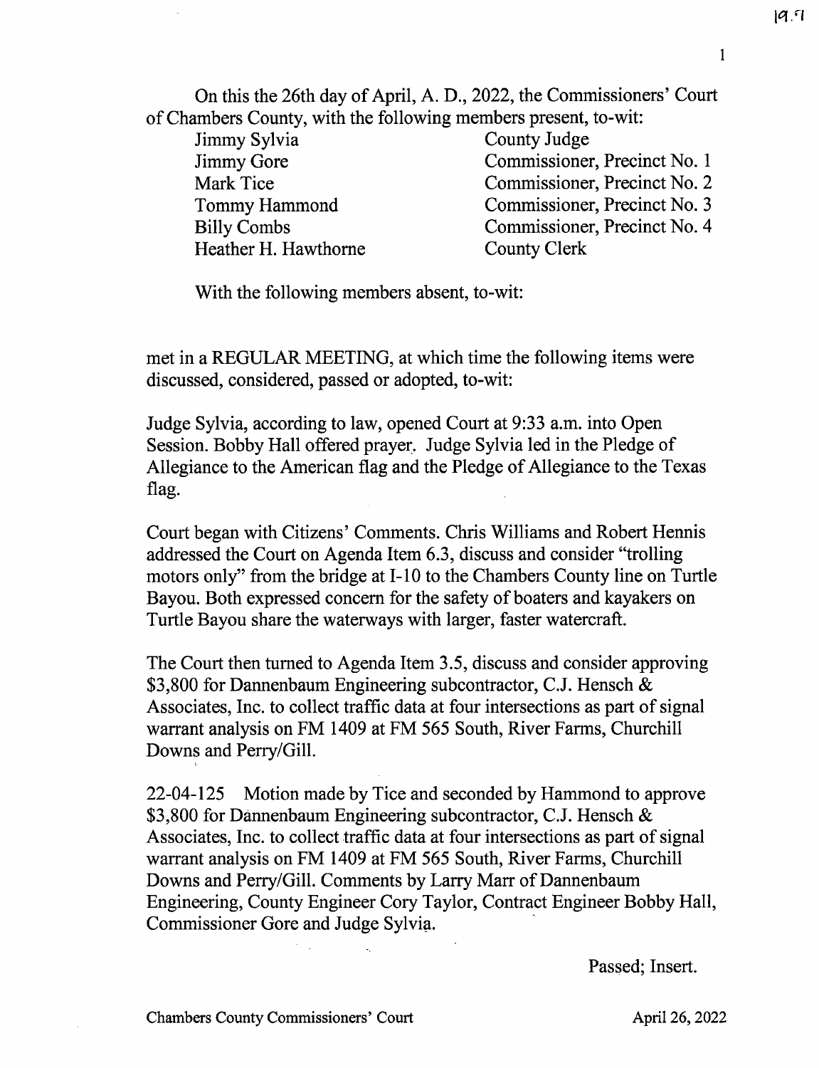On this the 26th day of April, A. D., 2022, the Commissioners' Court of Chambers County, with the following members present, to-wit:

| | |
|---|---|
| Jimmy Sylvia | County Judge |
| Jimmy Gore | Commissioner, Precinct No. 1 |
| Mark Tice | Commissioner, Precinct No. 2 |
| Tommy Hammond | Commissioner, Precinct No. 3 |
| Billy Combs | Commissioner, Precinct No. 4 |
| Heather H. Hawthorne | County Clerk |

With the following members absent, to-wit:

met in a REGULAR MEETING, at which time the following items were discussed, considered, passed or adopted, to-wit:

Judge Sylvia, according to law, opened Court at 9:33 a.m. into Open Session. Bobby Hall offered prayer. Judge Sylvia led in the Pledge of Allegiance to the American flag and the Pledge of Allegiance to the Texas flag.

Court began with Citizens' Comments. Chris Williams and Robert Hennis addressed the Court on Agenda Item 6.3, discuss and consider "trolling motors only" from the bridge at I-10 to the Chambers County line on Turtle Bayou. Both expressed concern for the safety of boaters and kayakers on Turtle Bayou share the waterways with larger, faster watercraft.

The Court then turned to Agenda Item 3.5, discuss and consider approving $3,800 for Dannenbaum Engineering subcontractor, C.J. Hensch & Associates, Inc. to collect traffic data at four intersections as part of signal warrant analysis on FM 1409 at FM 565 South, River Farms, Churchill Downs and Perry/Gill.

22-04-125 Motion made by Tice and seconded by Hammond to approve $3,800 for Dannenbaum Engineering subcontractor, C.J. Hensch & Associates, Inc. to collect traffic data at four intersections as part of signal warrant analysis on FM 1409 at FM 565 South, River Farms, Churchill Downs and Perry/Gill. Comments by Larry Marr of Dannenbaum Engineering, County Engineer Cory Taylor, Contract Engineer Bobby Hall, Commissioner Gore and Judge Sylvia.

Passed; Insert.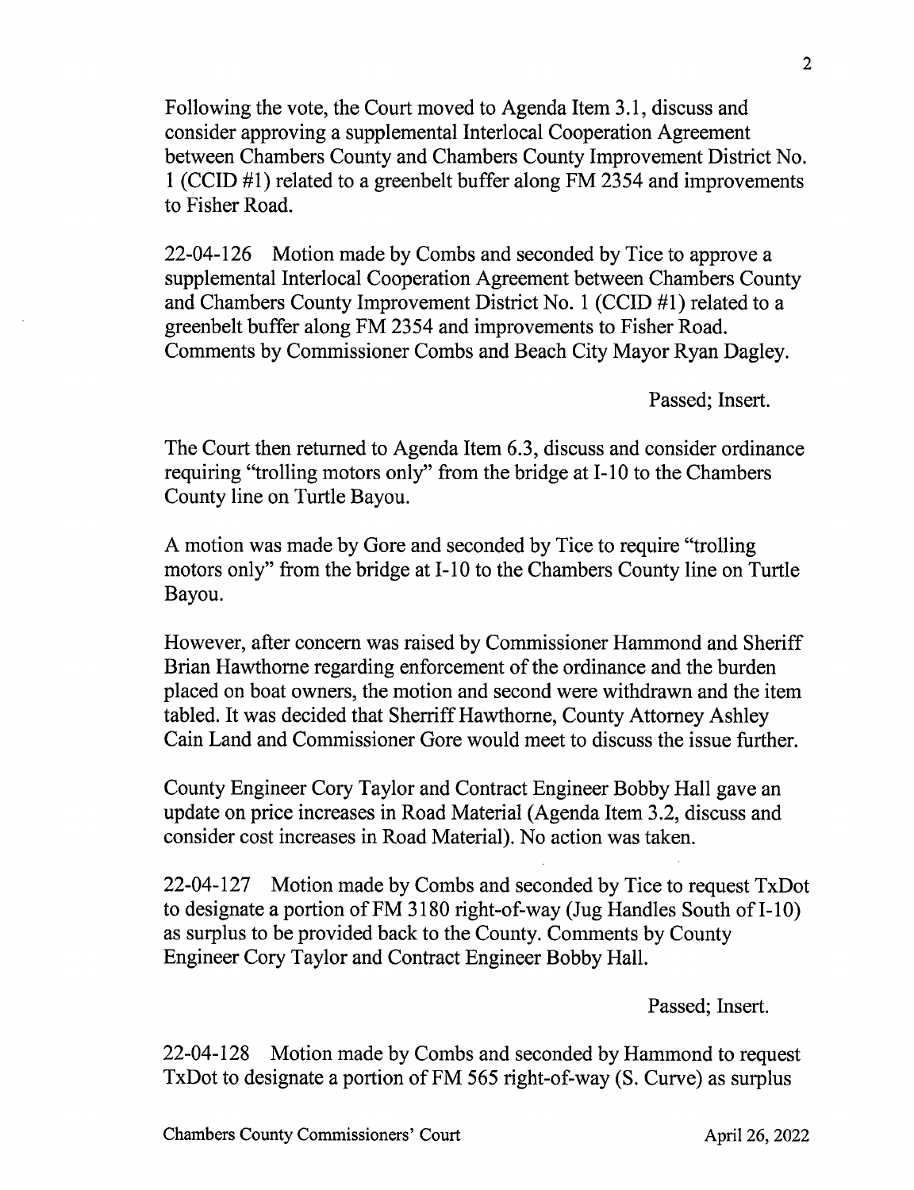Following the vote, the Court moved to Agenda Item 3.1, discuss and consider approving a supplemental Interlocal Cooperation Agreement between Chambers County and Chambers County Improvement District No. 1 (CCID #1) related to a greenbelt buffer along FM 2354 and improvements to Fisher Road.

22-04-126 Motion made by Combs and seconded by Tice to approve a supplemental Interlocal Cooperation Agreement between Chambers County and Chambers County Improvement District No. 1 (CCID #1) related to a greenbelt buffer along FM 2354 and improvements to Fisher Road. Comments by Commissioner Combs and Beach City Mayor Ryan Dagley.

Passed; Insert.

The Court then returned to Agenda Item 6.3, discuss and consider ordinance requiring "trolling motors only" from the bridge at I-10 to the Chambers County line on Turtle Bayou.

A motion was made by Gore and seconded by Tice to require "trolling motors only" from the bridge at I-10 to the Chambers County line on Turtle Bayou.

However, after concern was raised by Commissioner Hammond and Sheriff Brian Hawthorne regarding enforcement of the ordinance and the burden placed on boat owners, the motion and second were withdrawn and the item tabled. It was decided that Sherriff Hawthorne, County Attorney Ashley Cain Land and Commissioner Gore would meet to discuss the issue further.

County Engineer Cory Taylor and Contract Engineer Bobby Hall gave an update on price increases in Road Material (Agenda Item 3.2, discuss and consider cost increases in Road Material). No action was taken.

22-04-127 Motion made by Combs and seconded by Tice to request TxDot to designate a portion of FM 3180 right-of-way (Jug Handles South of I-10) as surplus to be provided back to the County. Comments by County Engineer Cory Taylor and Contract Engineer Bobby Hall.

Passed; Insert.

22-04-128 Motion made by Combs and seconded by Hammond to request TxDot to designate a portion of FM 565 right-of-way (S. Curve) as surplus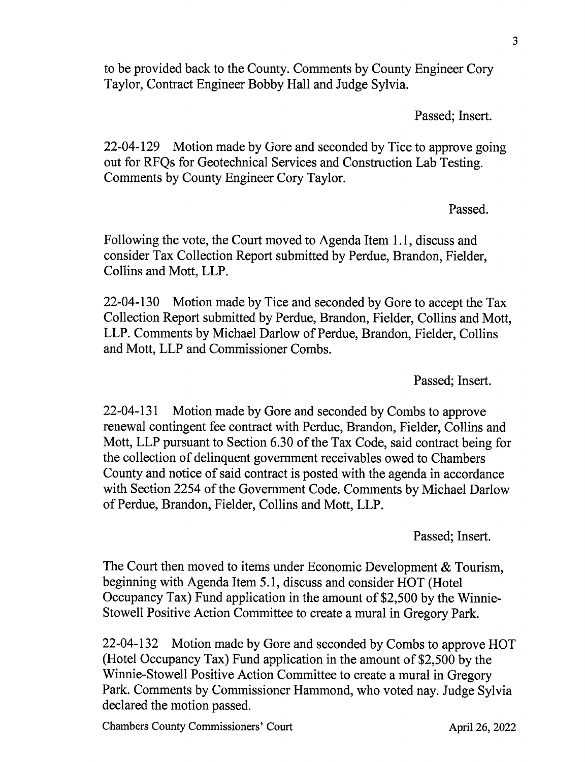to be provided back to the County. Comments by County Engineer Cory Taylor, Contract Engineer Bobby Hall and Judge Sylvia.

Passed; Insert.

22-04-129 Motion made by Gore and seconded by Tice to approve going out for RFQs for Geotechnical Services and Construction Lab Testing. Comments by County Engineer Cory Taylor.

Passed.

Following the vote, the Court moved to Agenda Item 1.1, discuss and consider Tax Collection Report submitted by Perdue, Brandon, Fielder, Collins and Mott, LLP.

22-04-130 Motion made by Tice and seconded by Gore to accept the Tax Collection Report submitted by Perdue, Brandon, Fielder, Collins and Mott, LLP. Comments by Michael Darlow of Perdue, Brandon, Fielder, Collins and Mott, LLP and Commissioner Combs.

Passed; Insert.

22-04-131 Motion made by Gore and seconded by Combs to approve renewal contingent fee contract with Perdue, Brandon, Fielder, Collins and Mott, LLP pursuant to Section 6.30 of the Tax Code, said contract being for the collection of delinquent government receivables owed to Chambers County and notice of said contract is posted with the agenda in accordance with Section 2254 of the Government Code. Comments by Michael Darlow of Perdue, Brandon, Fielder, Collins and Mott, LLP.

Passed; Insert.

The Court then moved to items under Economic Development & Tourism, beginning with Agenda Item 5.1, discuss and consider HOT (Hotel Occupancy Tax) Fund application in the amount of $2,500 by the Winnie-Stowell Positive Action Committee to create a mural in Gregory Park.

22-04-132 Motion made by Gore and seconded by Combs to approve HOT (Hotel Occupancy Tax) Fund application in the amount of $2,500 by the Winnie-Stowell Positive Action Committee to create a mural in Gregory Park. Comments by Commissioner Hammond, who voted nay. Judge Sylvia declared the motion passed.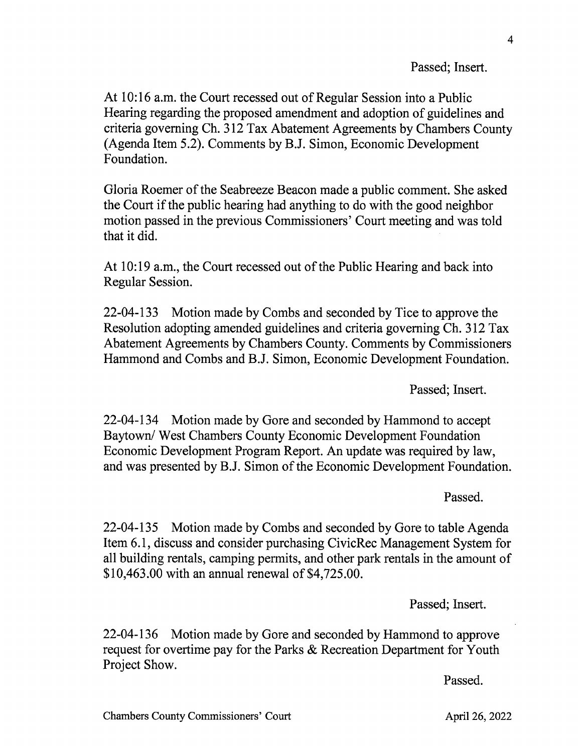Passed; Insert.

At 10:16 a.m. the Court recessed out of Regular Session into a Public Hearing regarding the proposed amendment and adoption of guidelines and criteria governing Ch. 312 Tax Abatement Agreements by Chambers County (Agenda Item 5.2). Comments by B.J. Simon, Economic Development Foundation.

Gloria Roemer of the Seabreeze Beacon made a public comment. She asked the Court if the public hearing had anything to do with the good neighbor motion passed in the previous Commissioners' Court meeting and was told that it did.

At 10:19 a.m., the Court recessed out of the Public Hearing and back into Regular Session.

22-04-133 Motion made by Combs and seconded by Tice to approve the Resolution adopting amended guidelines and criteria governing Ch. 312 Tax Abatement Agreements by Chambers County. Comments by Commissioners Hammond and Combs and B.J. Simon, Economic Development Foundation.

Passed; Insert.

22-04-134 Motion made by Gore and seconded by Hammond to accept Baytown/ West Chambers County Economic Development Foundation Economic Development Program Report. An update was required by law, and was presented by B.J. Simon of the Economic Development Foundation.

Passed.

22-04-135 Motion made by Combs and seconded by Gore to table Agenda Item 6.1, discuss and consider purchasing CivicRec Management System for all building rentals, camping permits, and other park rentals in the amount of $10,463.00 with an annual renewal of $4,725.00.

Passed; Insert.

22-04-136 Motion made by Gore and seconded by Hammond to approve request for overtime pay for the Parks & Recreation Department for Youth Project Show.

Passed.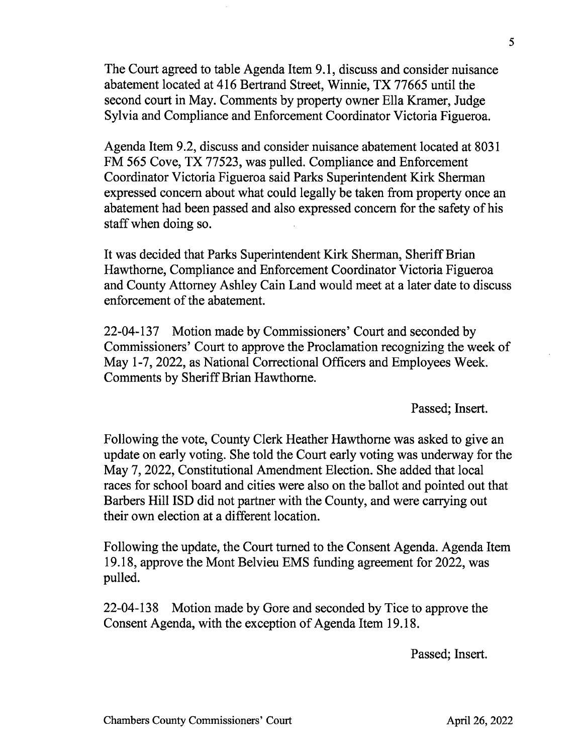The Court agreed to table Agenda Item 9.1, discuss and consider nuisance abatement located at 416 Bertrand Street, Winnie, TX 77665 until the second court in May. Comments by property owner Ella Kramer, Judge Sylvia and Compliance and Enforcement Coordinator Victoria Figueroa.

Agenda Item 9.2, discuss and consider nuisance abatement located at 8031 FM 565 Cove, TX 77523, was pulled. Compliance and Enforcement Coordinator Victoria Figueroa said Parks Superintendent Kirk Sherman expressed concern about what could legally be taken from property once an abatement had been passed and also expressed concern for the safety of his staff when doing so.

It was decided that Parks Superintendent Kirk Sherman, Sheriff Brian Hawthorne, Compliance and Enforcement Coordinator Victoria Figueroa and County Attorney Ashley Cain Land would meet at a later date to discuss enforcement of the abatement.

22-04-137 Motion made by Commissioners' Court and seconded by Commissioners' Court to approve the Proclamation recognizing the week of May 1-7, 2022, as National Correctional Officers and Employees Week. Comments by Sheriff Brian Hawthorne.

Passed; Insert.

Following the vote, County Clerk Heather Hawthorne was asked to give an update on early voting. She told the Court early voting was underway for the May 7, 2022, Constitutional Amendment Election. She added that local races for school board and cities were also on the ballot and pointed out that Barbers Hill ISD did not partner with the County, and were carrying out their own election at a different location.

Following the update, the Court turned to the Consent Agenda. Agenda Item 19.18, approve the Mont Belvieu EMS funding agreement for 2022, was pulled.

22-04-138 Motion made by Gore and seconded by Tice to approve the Consent Agenda, with the exception of Agenda Item 19.18.

Passed; Insert.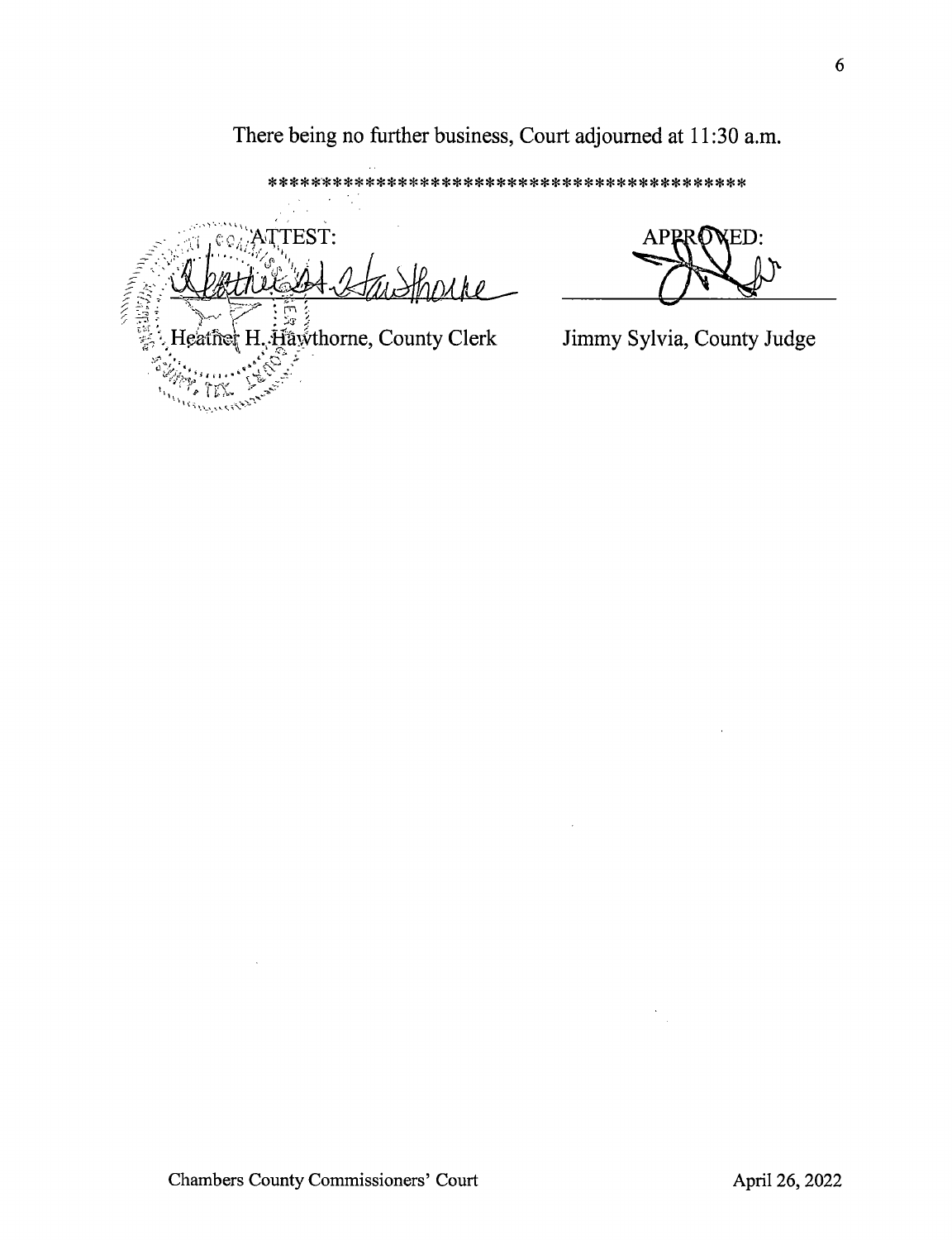There being no further business, Court adjourned at 11:30 a.m.

*******************************************

ATTEST:

Heather H. Hawthorne, County Clerk

APPROVED:

Jimmy Sylvia, County Judge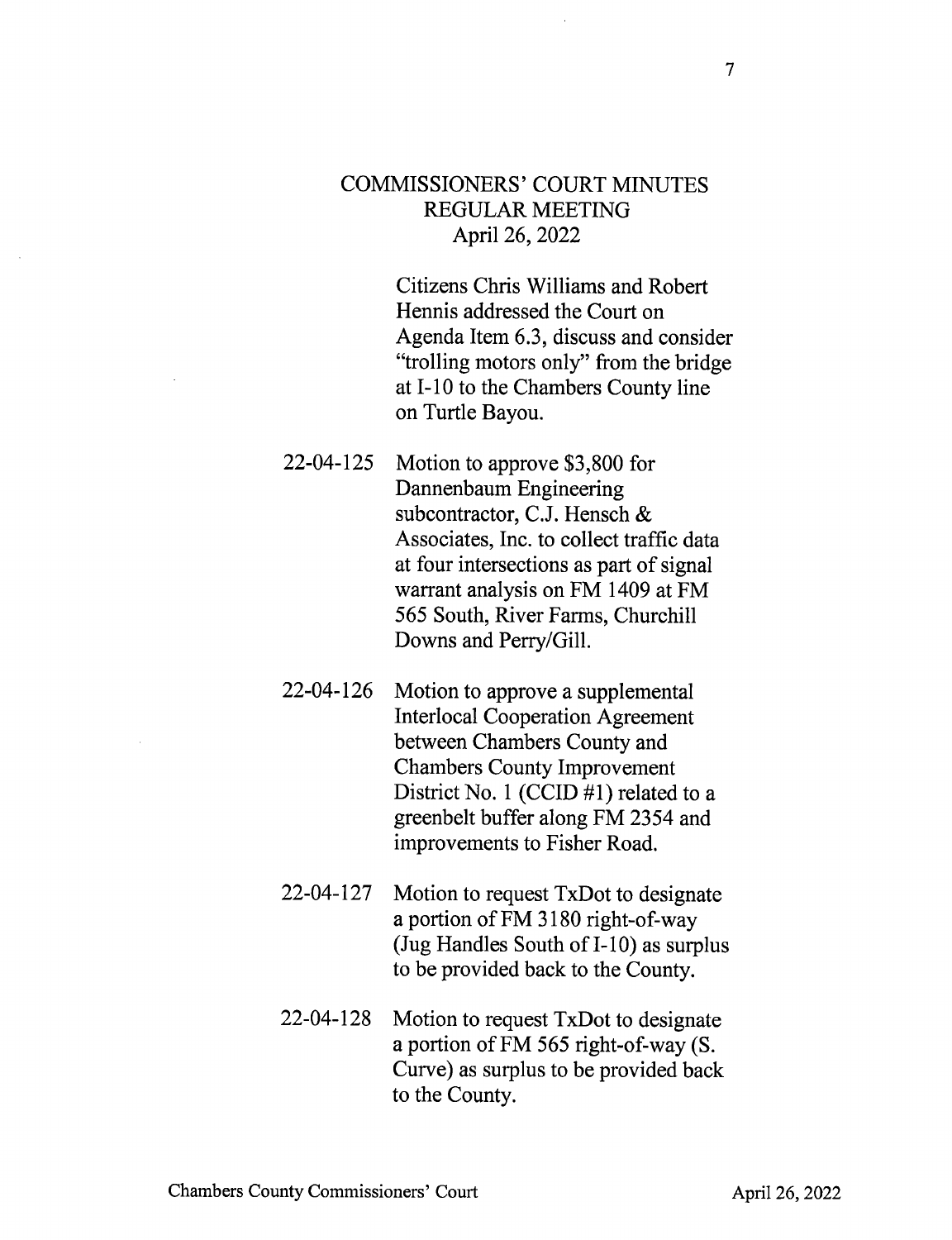# COMMISSIONERS' COURT MINUTES
## REGULAR MEETING
### April 26, 2022

Citizens Chris Williams and Robert Hennis addressed the Court on Agenda Item 6.3, discuss and consider "trolling motors only" from the bridge at I-10 to the Chambers County line on Turtle Bayou.

22-04-125 Motion to approve $3,800 for Dannenbaum Engineering subcontractor, C.J. Hensch & Associates, Inc. to collect traffic data at four intersections as part of signal warrant analysis on FM 1409 at FM 565 South, River Farms, Churchill Downs and Perry/Gill.

22-04-126 Motion to approve a supplemental Interlocal Cooperation Agreement between Chambers County and Chambers County Improvement District No. 1 (CCID #1) related to a greenbelt buffer along FM 2354 and improvements to Fisher Road.

22-04-127 Motion to request TxDot to designate a portion of FM 3180 right-of-way (Jug Handles South of I-10) as surplus to be provided back to the County.

22-04-128 Motion to request TxDot to designate a portion of FM 565 right-of-way (S. Curve) as surplus to be provided back to the County.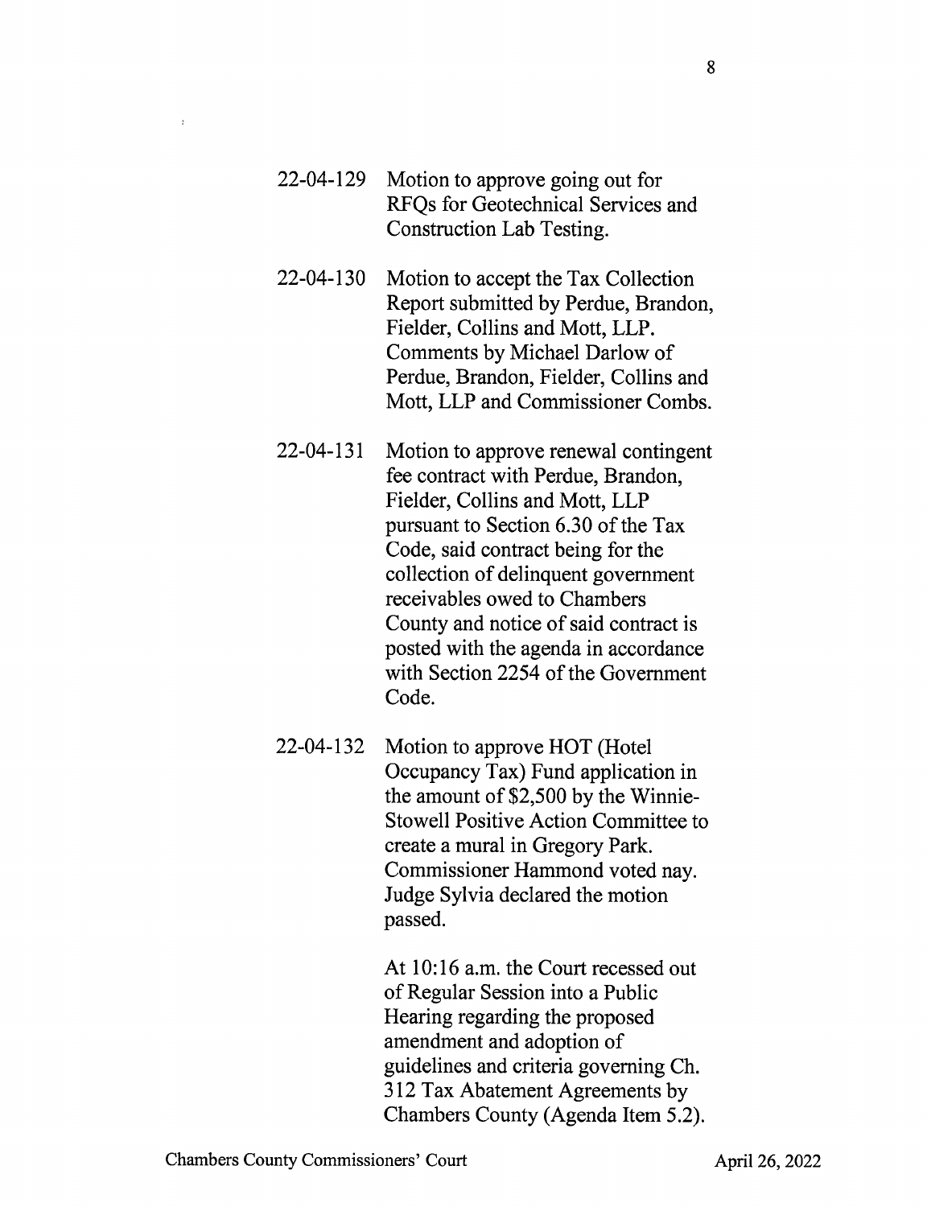22-04-129 Motion to approve going out for RFQs for Geotechnical Services and Construction Lab Testing.

22-04-130 Motion to accept the Tax Collection Report submitted by Perdue, Brandon, Fielder, Collins and Mott, LLP. Comments by Michael Darlow of Perdue, Brandon, Fielder, Collins and Mott, LLP and Commissioner Combs.

22-04-131 Motion to approve renewal contingent fee contract with Perdue, Brandon, Fielder, Collins and Mott, LLP pursuant to Section 6.30 of the Tax Code, said contract being for the collection of delinquent government receivables owed to Chambers County and notice of said contract is posted with the agenda in accordance with Section 2254 of the Government Code.

22-04-132 Motion to approve HOT (Hotel Occupancy Tax) Fund application in the amount of $2,500 by the Winnie-Stowell Positive Action Committee to create a mural in Gregory Park. Commissioner Hammond voted nay. Judge Sylvia declared the motion passed.

At 10:16 a.m. the Court recessed out of Regular Session into a Public Hearing regarding the proposed amendment and adoption of guidelines and criteria governing Ch. 312 Tax Abatement Agreements by Chambers County (Agenda Item 5.2).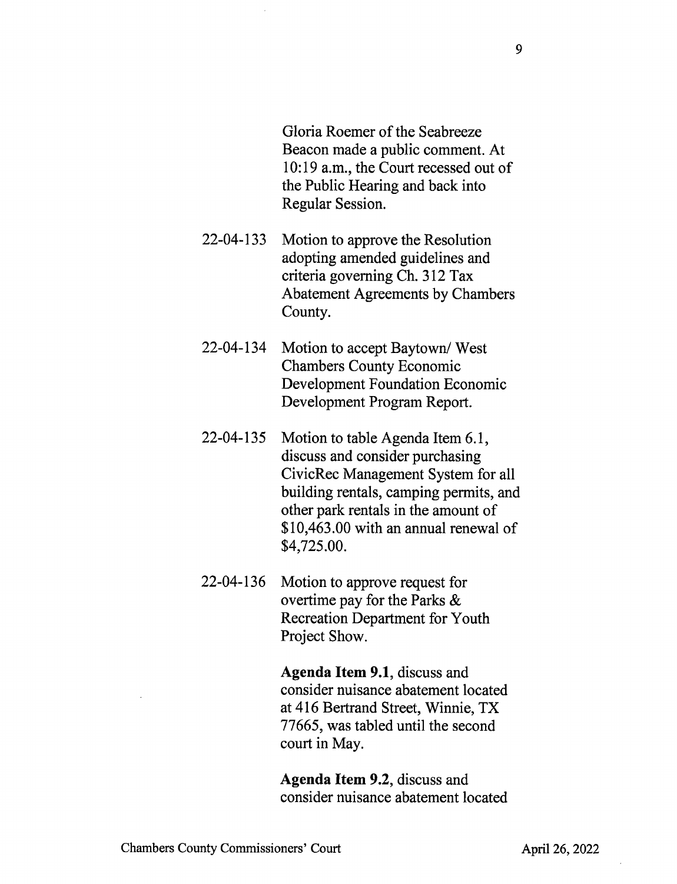Gloria Roemer of the Seabreeze Beacon made a public comment. At 10:19 a.m., the Court recessed out of the Public Hearing and back into Regular Session.

22-04-133 Motion to approve the Resolution adopting amended guidelines and criteria governing Ch. 312 Tax Abatement Agreements by Chambers County.

22-04-134 Motion to accept Baytown/ West Chambers County Economic Development Foundation Economic Development Program Report.

22-04-135 Motion to table Agenda Item 6.1, discuss and consider purchasing CivicRec Management System for all building rentals, camping permits, and other park rentals in the amount of $10,463.00 with an annual renewal of $4,725.00.

22-04-136 Motion to approve request for overtime pay for the Parks & Recreation Department for Youth Project Show.

**Agenda Item 9.1**, discuss and consider nuisance abatement located at 416 Bertrand Street, Winnie, TX 77665, was tabled until the second court in May.

**Agenda Item 9.2**, discuss and consider nuisance abatement located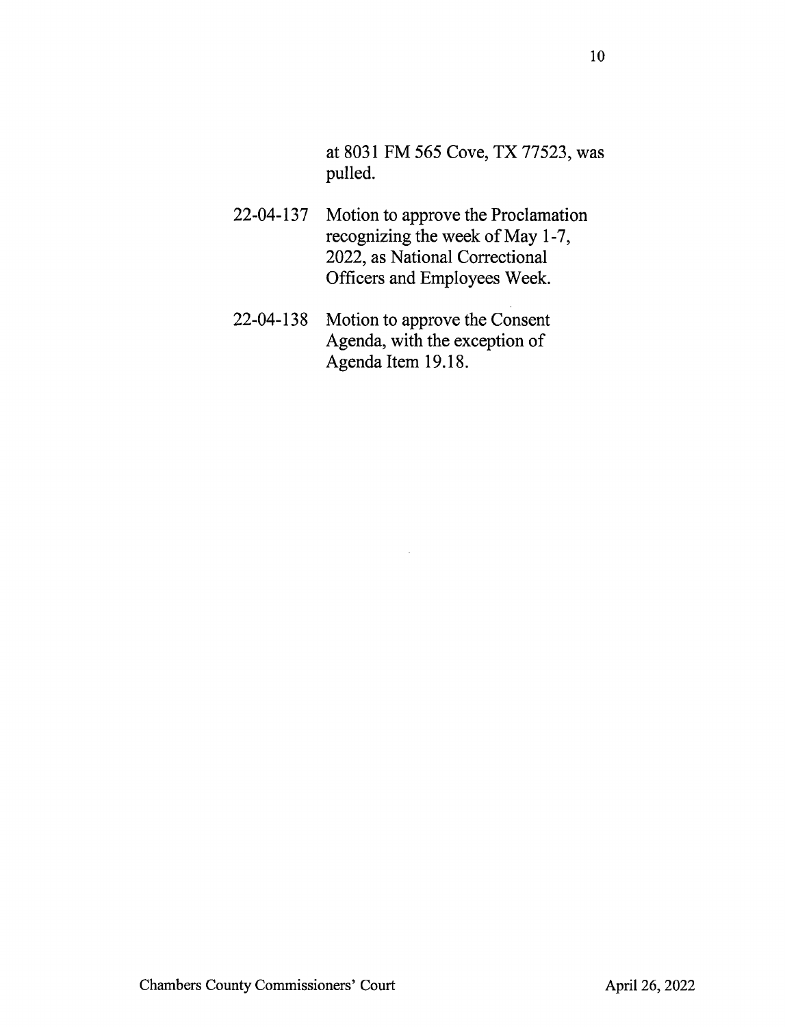at 8031 FM 565 Cove, TX 77523, was pulled.

| | |
|---|---|
| 22-04-137 | Motion to approve the Proclamation recognizing the week of May 1-7, 2022, as National Correctional Officers and Employees Week. |
| 22-04-138 | Motion to approve the Consent Agenda, with the exception of Agenda Item 19.18. |